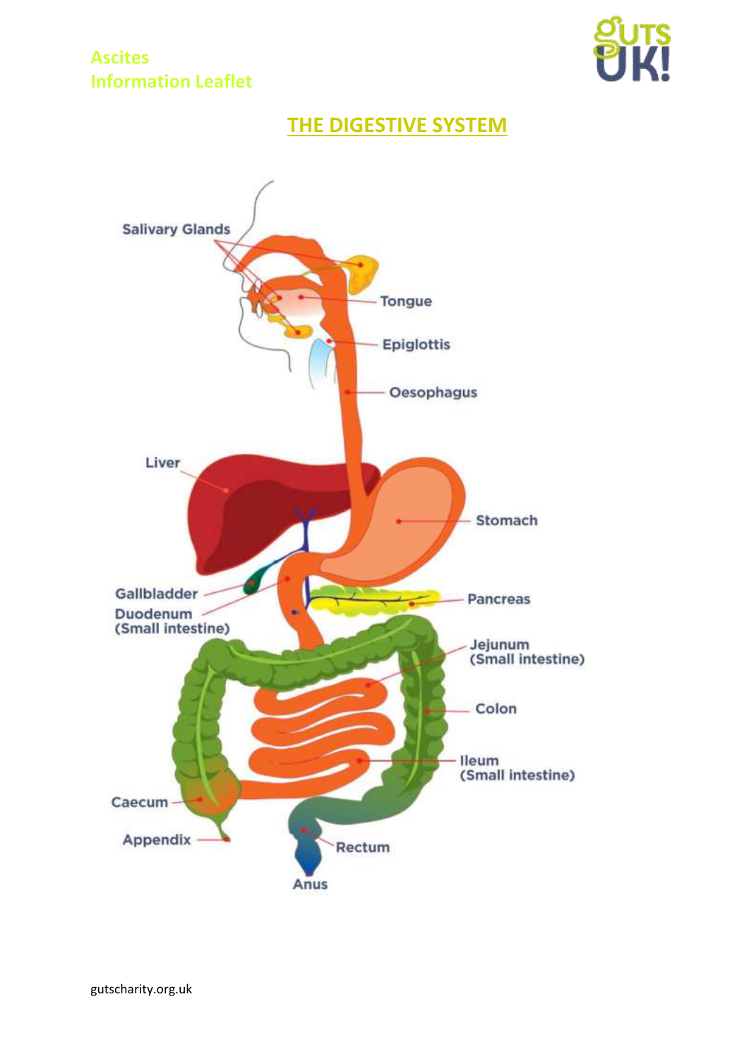## THE DIGESTIVE SYSTEM

- Salivary Glands
- Tongue
- Epiglottis
- Oesophagus
- Liver
- Stomach
- Gallbladder
- Duodenum (Small intestine)
- Pancreas
- Jejunum (Small intestine)
- Colon
- Ileum (Small intestine)
- Caecum
- Appendix
- Rectum
- Anus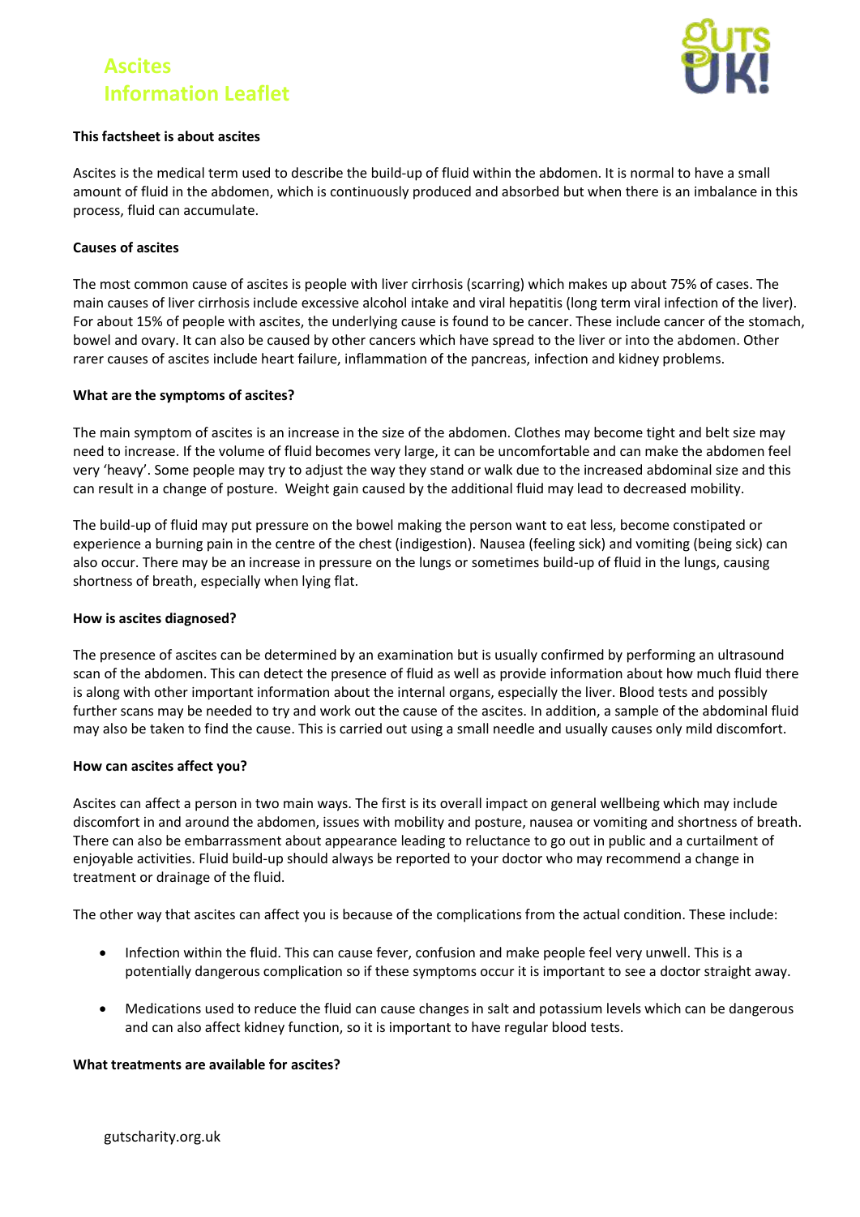# Ascites
# Information Leaflet

**This factsheet is about ascites**

Ascites is the medical term used to describe the build-up of fluid within the abdomen. It is normal to have a small amount of fluid in the abdomen, which is continuously produced and absorbed but when there is an imbalance in this process, fluid can accumulate.

**Causes of ascites**

The most common cause of ascites is people with liver cirrhosis (scarring) which makes up about 75% of cases. The main causes of liver cirrhosis include excessive alcohol intake and viral hepatitis (long term viral infection of the liver). For about 15% of people with ascites, the underlying cause is found to be cancer. These include cancer of the stomach, bowel and ovary. It can also be caused by other cancers which have spread to the liver or into the abdomen. Other rarer causes of ascites include heart failure, inflammation of the pancreas, infection and kidney problems.

**What are the symptoms of ascites?**

The main symptom of ascites is an increase in the size of the abdomen. Clothes may become tight and belt size may need to increase. If the volume of fluid becomes very large, it can be uncomfortable and can make the abdomen feel very 'heavy'. Some people may try to adjust the way they stand or walk due to the increased abdominal size and this can result in a change of posture. Weight gain caused by the additional fluid may lead to decreased mobility.

The build-up of fluid may put pressure on the bowel making the person want to eat less, become constipated or experience a burning pain in the centre of the chest (indigestion). Nausea (feeling sick) and vomiting (being sick) can also occur. There may be an increase in pressure on the lungs or sometimes build-up of fluid in the lungs, causing shortness of breath, especially when lying flat.

**How is ascites diagnosed?**

The presence of ascites can be determined by an examination but is usually confirmed by performing an ultrasound scan of the abdomen. This can detect the presence of fluid as well as provide information about how much fluid there is along with other important information about the internal organs, especially the liver. Blood tests and possibly further scans may be needed to try and work out the cause of the ascites. In addition, a sample of the abdominal fluid may also be taken to find the cause. This is carried out using a small needle and usually causes only mild discomfort.

**How can ascites affect you?**

Ascites can affect a person in two main ways. The first is its overall impact on general wellbeing which may include discomfort in and around the abdomen, issues with mobility and posture, nausea or vomiting and shortness of breath. There can also be embarrassment about appearance leading to reluctance to go out in public and a curtailment of enjoyable activities. Fluid build-up should always be reported to your doctor who may recommend a change in treatment or drainage of the fluid.

The other way that ascites can affect you is because of the complications from the actual condition. These include:

- Infection within the fluid. This can cause fever, confusion and make people feel very unwell. This is a potentially dangerous complication so if these symptoms occur it is important to see a doctor straight away.
- Medications used to reduce the fluid can cause changes in salt and potassium levels which can be dangerous and can also affect kidney function, so it is important to have regular blood tests.

**What treatments are available for ascites?**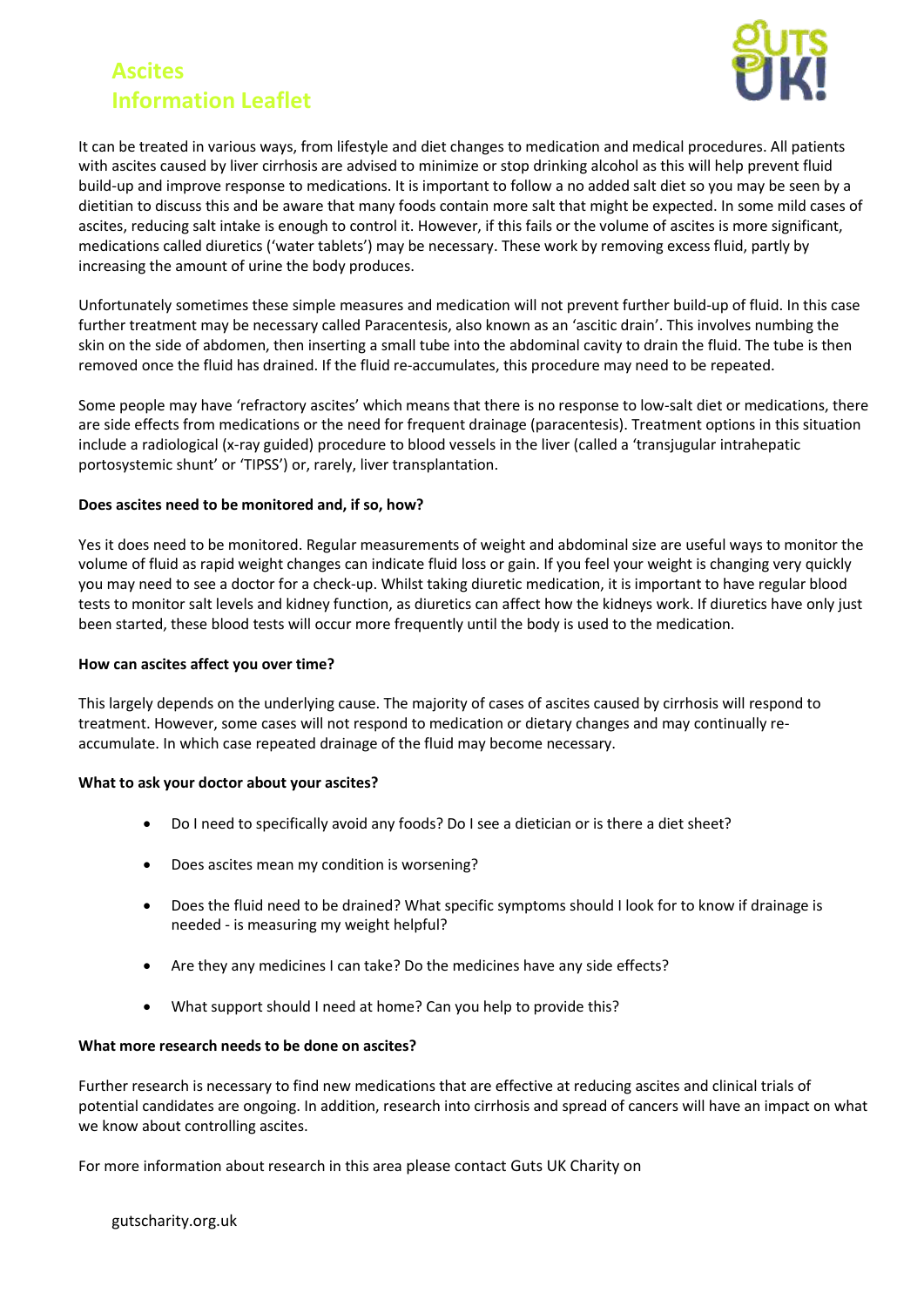It can be treated in various ways, from lifestyle and diet changes to medication and medical procedures. All patients with ascites caused by liver cirrhosis are advised to minimize or stop drinking alcohol as this will help prevent fluid build-up and improve response to medications. It is important to follow a no added salt diet so you may be seen by a dietitian to discuss this and be aware that many foods contain more salt that might be expected. In some mild cases of ascites, reducing salt intake is enough to control it. However, if this fails or the volume of ascites is more significant, medications called diuretics ('water tablets') may be necessary. These work by removing excess fluid, partly by increasing the amount of urine the body produces.

Unfortunately sometimes these simple measures and medication will not prevent further build-up of fluid. In this case further treatment may be necessary called Paracentesis, also known as an 'ascitic drain'. This involves numbing the skin on the side of abdomen, then inserting a small tube into the abdominal cavity to drain the fluid. The tube is then removed once the fluid has drained. If the fluid re-accumulates, this procedure may need to be repeated.

Some people may have 'refractory ascites' which means that there is no response to low-salt diet or medications, there are side effects from medications or the need for frequent drainage (paracentesis). Treatment options in this situation include a radiological (x-ray guided) procedure to blood vessels in the liver (called a 'transjugular intrahepatic portosystemic shunt' or 'TIPSS') or, rarely, liver transplantation.

**Does ascites need to be monitored and, if so, how?**

Yes it does need to be monitored. Regular measurements of weight and abdominal size are useful ways to monitor the volume of fluid as rapid weight changes can indicate fluid loss or gain. If you feel your weight is changing very quickly you may need to see a doctor for a check-up. Whilst taking diuretic medication, it is important to have regular blood tests to monitor salt levels and kidney function, as diuretics can affect how the kidneys work. If diuretics have only just been started, these blood tests will occur more frequently until the body is used to the medication.

**How can ascites affect you over time?**

This largely depends on the underlying cause. The majority of cases of ascites caused by cirrhosis will respond to treatment. However, some cases will not respond to medication or dietary changes and may continually re-accumulate. In which case repeated drainage of the fluid may become necessary.

**What to ask your doctor about your ascites?**

- Do I need to specifically avoid any foods? Do I see a dietician or is there a diet sheet?
- Does ascites mean my condition is worsening?
- Does the fluid need to be drained? What specific symptoms should I look for to know if drainage is needed - is measuring my weight helpful?
- Are they any medicines I can take? Do the medicines have any side effects?
- What support should I need at home? Can you help to provide this?

**What more research needs to be done on ascites?**

Further research is necessary to find new medications that are effective at reducing ascites and clinical trials of potential candidates are ongoing. In addition, research into cirrhosis and spread of cancers will have an impact on what we know about controlling ascites.

For more information about research in this area please contact Guts UK Charity on

gutscharity.org.uk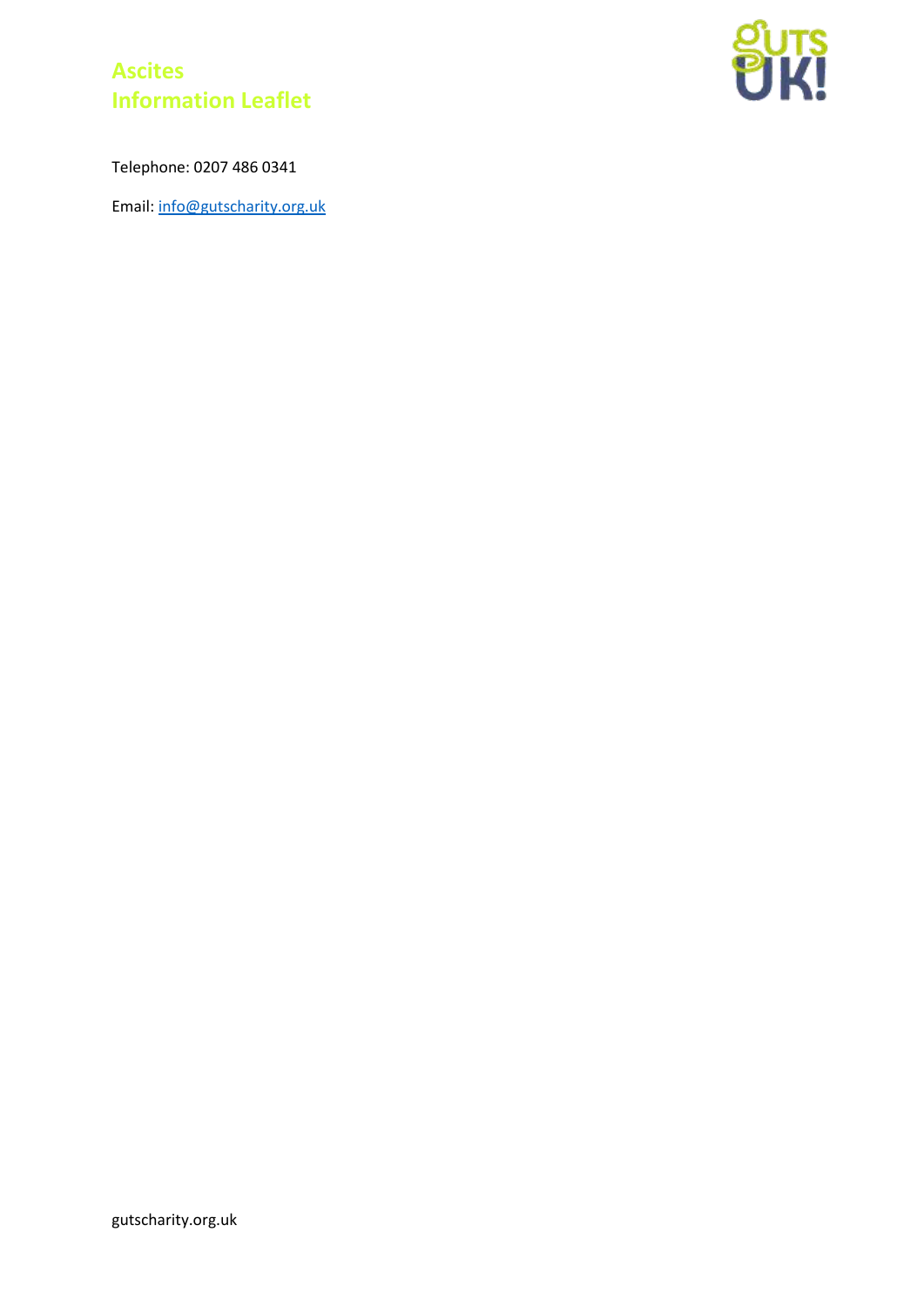# Ascites
# Information Leaflet

Telephone: 0207 486 0341

Email: info@gutscharity.org.uk

gutscharity.org.uk